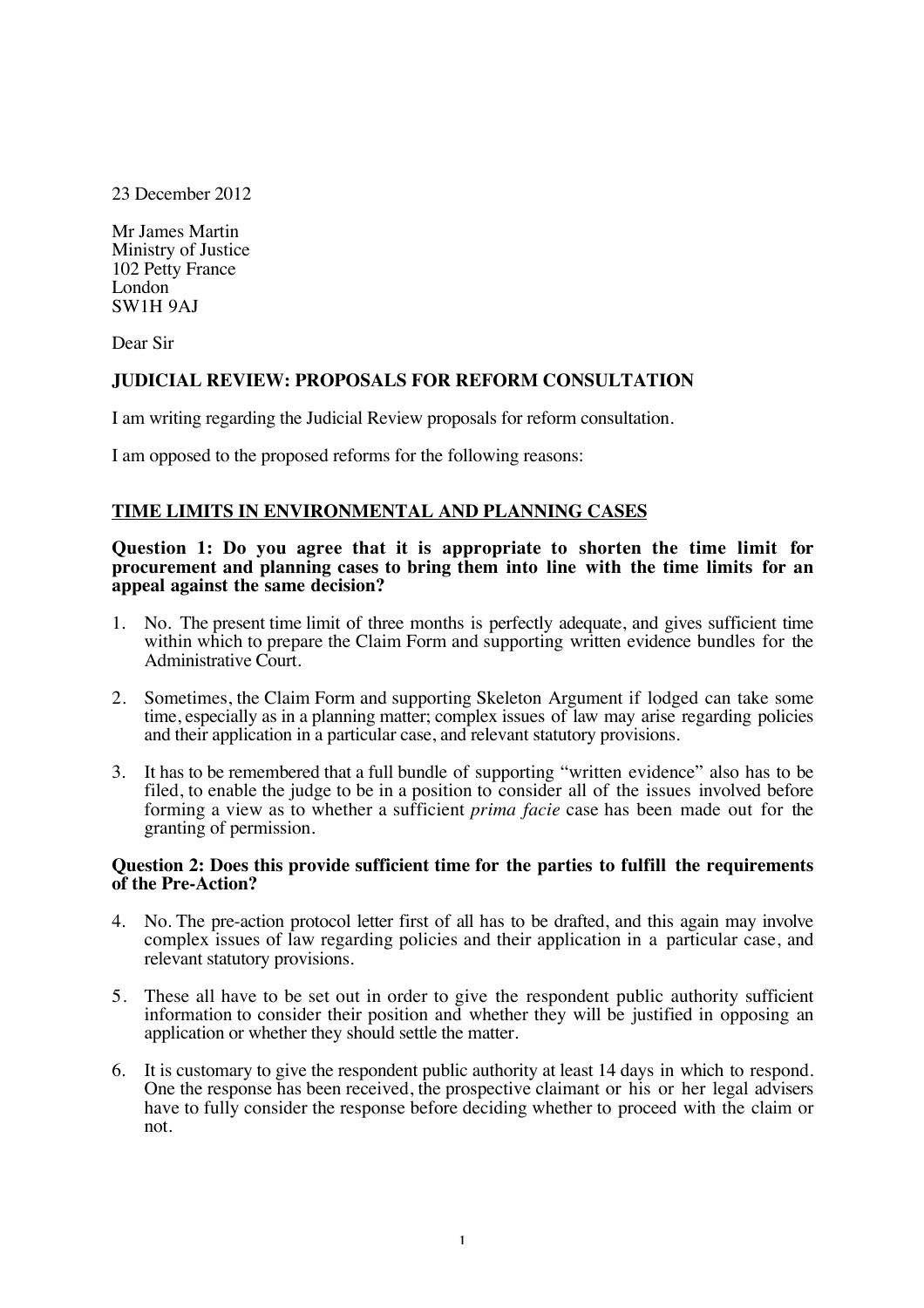23 December 2012

Mr James Martin
Ministry of Justice
102 Petty France
London
SW1H 9AJ

Dear Sir

**JUDICIAL REVIEW: PROPOSALS FOR REFORM CONSULTATION**

I am writing regarding the Judicial Review proposals for reform consultation.

I am opposed to the proposed reforms for the following reasons:

## TIME LIMITS IN ENVIRONMENTAL AND PLANNING CASES

**Question 1: Do you agree that it is appropriate to shorten the time limit for procurement and planning cases to bring them into line with the time limits for an appeal against the same decision?**

1. No. The present time limit of three months is perfectly adequate, and gives sufficient time within which to prepare the Claim Form and supporting written evidence bundles for the Administrative Court.

2. Sometimes, the Claim Form and supporting Skeleton Argument if lodged can take some time, especially as in a planning matter; complex issues of law may arise regarding policies and their application in a particular case, and relevant statutory provisions.

3. It has to be remembered that a full bundle of supporting "written evidence" also has to be filed, to enable the judge to be in a position to consider all of the issues involved before forming a view as to whether a sufficient *prima facie* case has been made out for the granting of permission.

**Question 2: Does this provide sufficient time for the parties to fulfill the requirements of the Pre-Action?**

4. No. The pre-action protocol letter first of all has to be drafted, and this again may involve complex issues of law regarding policies and their application in a particular case, and relevant statutory provisions.

5. These all have to be set out in order to give the respondent public authority sufficient information to consider their position and whether they will be justified in opposing an application or whether they should settle the matter.

6. It is customary to give the respondent public authority at least 14 days in which to respond. One the response has been received, the prospective claimant or his or her legal advisers have to fully consider the response before deciding whether to proceed with the claim or not.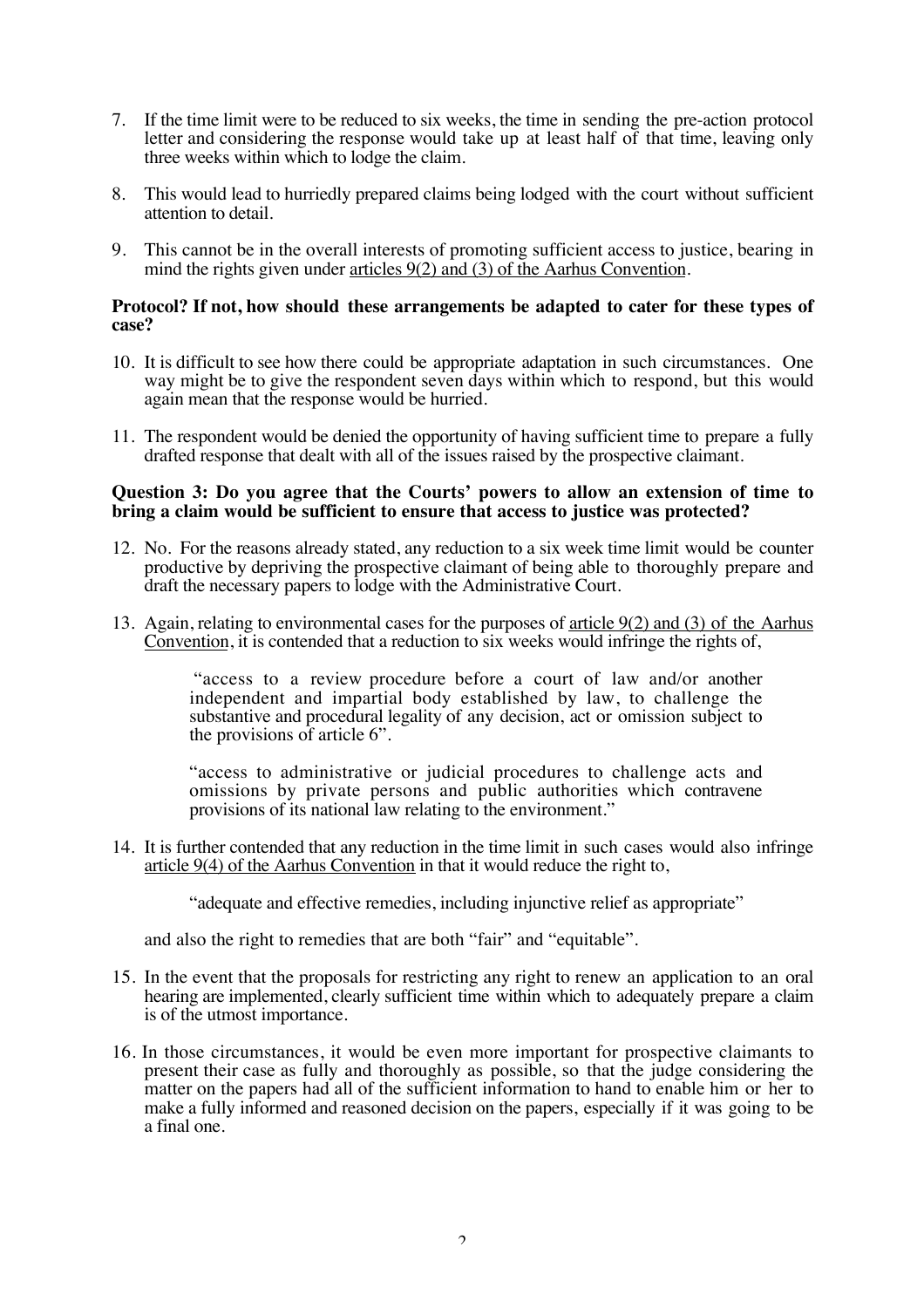7. If the time limit were to be reduced to six weeks, the time in sending the pre-action protocol letter and considering the response would take up at least half of that time, leaving only three weeks within which to lodge the claim.

8. This would lead to hurriedly prepared claims being lodged with the court without sufficient attention to detail.

9. This cannot be in the overall interests of promoting sufficient access to justice, bearing in mind the rights given under articles 9(2) and (3) of the Aarhus Convention.

**Protocol? If not, how should these arrangements be adapted to cater for these types of case?**

10. It is difficult to see how there could be appropriate adaptation in such circumstances. One way might be to give the respondent seven days within which to respond, but this would again mean that the response would be hurried.

11. The respondent would be denied the opportunity of having sufficient time to prepare a fully drafted response that dealt with all of the issues raised by the prospective claimant.

**Question 3: Do you agree that the Courts' powers to allow an extension of time to bring a claim would be sufficient to ensure that access to justice was protected?**

12. No. For the reasons already stated, any reduction to a six week time limit would be counter productive by depriving the prospective claimant of being able to thoroughly prepare and draft the necessary papers to lodge with the Administrative Court.

13. Again, relating to environmental cases for the purposes of article 9(2) and (3) of the Aarhus Convention, it is contended that a reduction to six weeks would infringe the rights of,

> "access to a review procedure before a court of law and/or another independent and impartial body established by law, to challenge the substantive and procedural legality of any decision, act or omission subject to the provisions of article 6".
>
> "access to administrative or judicial procedures to challenge acts and omissions by private persons and public authorities which contravene provisions of its national law relating to the environment."

14. It is further contended that any reduction in the time limit in such cases would also infringe article 9(4) of the Aarhus Convention in that it would reduce the right to,

> "adequate and effective remedies, including injunctive relief as appropriate"

and also the right to remedies that are both "fair" and "equitable".

15. In the event that the proposals for restricting any right to renew an application to an oral hearing are implemented, clearly sufficient time within which to adequately prepare a claim is of the utmost importance.

16. In those circumstances, it would be even more important for prospective claimants to present their case as fully and thoroughly as possible, so that the judge considering the matter on the papers had all of the sufficient information to hand to enable him or her to make a fully informed and reasoned decision on the papers, especially if it was going to be a final one.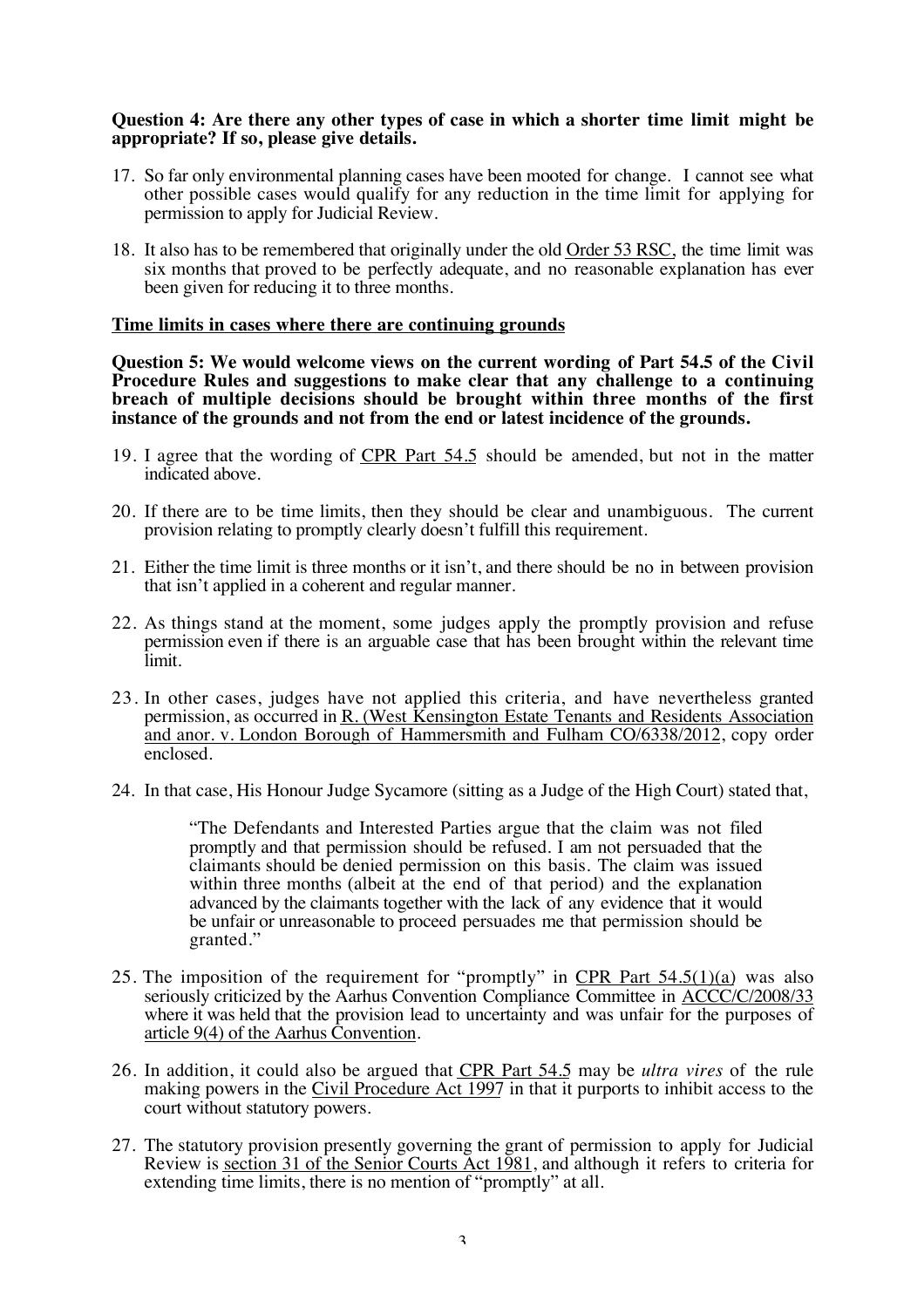**Question 4: Are there any other types of case in which a shorter time limit might be appropriate? If so, please give details.**

17. So far only environmental planning cases have been mooted for change. I cannot see what other possible cases would qualify for any reduction in the time limit for applying for permission to apply for Judicial Review.

18. It also has to be remembered that originally under the old Order 53 RSC, the time limit was six months that proved to be perfectly adequate, and no reasonable explanation has ever been given for reducing it to three months.

**Time limits in cases where there are continuing grounds**

**Question 5: We would welcome views on the current wording of Part 54.5 of the Civil Procedure Rules and suggestions to make clear that any challenge to a continuing breach of multiple decisions should be brought within three months of the first instance of the grounds and not from the end or latest incidence of the grounds.**

19. I agree that the wording of CPR Part 54.5 should be amended, but not in the matter indicated above.

20. If there are to be time limits, then they should be clear and unambiguous. The current provision relating to promptly clearly doesn't fulfill this requirement.

21. Either the time limit is three months or it isn't, and there should be no in between provision that isn't applied in a coherent and regular manner.

22. As things stand at the moment, some judges apply the promptly provision and refuse permission even if there is an arguable case that has been brought within the relevant time limit.

23. In other cases, judges have not applied this criteria, and have nevertheless granted permission, as occurred in R. (West Kensington Estate Tenants and Residents Association and anor. v. London Borough of Hammersmith and Fulham CO/6338/2012, copy order enclosed.

24. In that case, His Honour Judge Sycamore (sitting as a Judge of the High Court) stated that,

> "The Defendants and Interested Parties argue that the claim was not filed promptly and that permission should be refused. I am not persuaded that the claimants should be denied permission on this basis. The claim was issued within three months (albeit at the end of that period) and the explanation advanced by the claimants together with the lack of any evidence that it would be unfair or unreasonable to proceed persuades me that permission should be granted."

25. The imposition of the requirement for "promptly" in CPR Part 54.5(1)(a) was also seriously criticized by the Aarhus Convention Compliance Committee in ACCC/C/2008/33 where it was held that the provision lead to uncertainty and was unfair for the purposes of article 9(4) of the Aarhus Convention.

26. In addition, it could also be argued that CPR Part 54.5 may be *ultra vires* of the rule making powers in the Civil Procedure Act 1997 in that it purports to inhibit access to the court without statutory powers.

27. The statutory provision presently governing the grant of permission to apply for Judicial Review is section 31 of the Senior Courts Act 1981, and although it refers to criteria for extending time limits, there is no mention of "promptly" at all.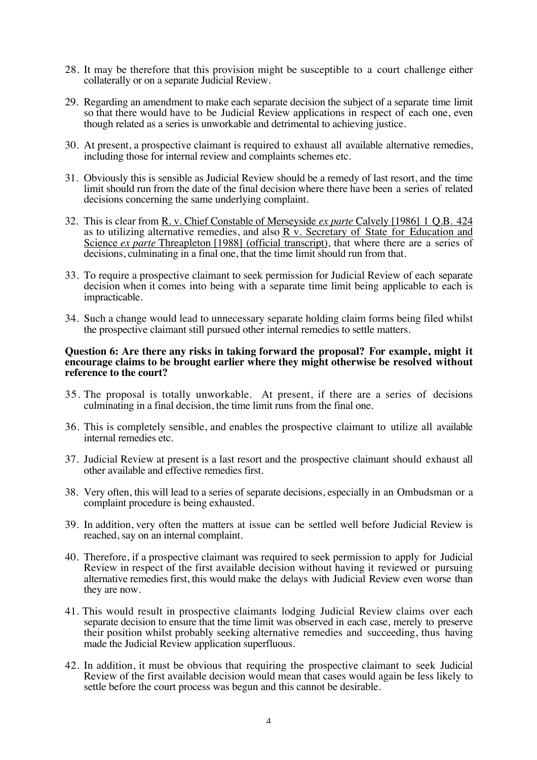28. It may be therefore that this provision might be susceptible to a court challenge either collaterally or on a separate Judicial Review.

29. Regarding an amendment to make each separate decision the subject of a separate time limit so that there would have to be Judicial Review applications in respect of each one, even though related as a series is unworkable and detrimental to achieving justice.

30. At present, a prospective claimant is required to exhaust all available alternative remedies, including those for internal review and complaints schemes etc.

31. Obviously this is sensible as Judicial Review should be a remedy of last resort, and the time limit should run from the date of the final decision where there have been a series of related decisions concerning the same underlying complaint.

32. This is clear from R. v. Chief Constable of Merseyside *ex parte* Calvely [1986] 1 Q.B. 424 as to utilizing alternative remedies, and also R v. Secretary of State for Education and Science *ex parte* Threapleton [1988] (official transcript), that where there are a series of decisions, culminating in a final one, that the time limit should run from that.

33. To require a prospective claimant to seek permission for Judicial Review of each separate decision when it comes into being with a separate time limit being applicable to each is impracticable.

34. Such a change would lead to unnecessary separate holding claim forms being filed whilst the prospective claimant still pursued other internal remedies to settle matters.

**Question 6: Are there any risks in taking forward the proposal? For example, might it encourage claims to be brought earlier where they might otherwise be resolved without reference to the court?**

35. The proposal is totally unworkable. At present, if there are a series of decisions culminating in a final decision, the time limit runs from the final one.

36. This is completely sensible, and enables the prospective claimant to utilize all available internal remedies etc.

37. Judicial Review at present is a last resort and the prospective claimant should exhaust all other available and effective remedies first.

38. Very often, this will lead to a series of separate decisions, especially in an Ombudsman or a complaint procedure is being exhausted.

39. In addition, very often the matters at issue can be settled well before Judicial Review is reached, say on an internal complaint.

40. Therefore, if a prospective claimant was required to seek permission to apply for Judicial Review in respect of the first available decision without having it reviewed or pursuing alternative remedies first, this would make the delays with Judicial Review even worse than they are now.

41. This would result in prospective claimants lodging Judicial Review claims over each separate decision to ensure that the time limit was observed in each case, merely to preserve their position whilst probably seeking alternative remedies and succeeding, thus having made the Judicial Review application superfluous.

42. In addition, it must be obvious that requiring the prospective claimant to seek Judicial Review of the first available decision would mean that cases would again be less likely to settle before the court process was begun and this cannot be desirable.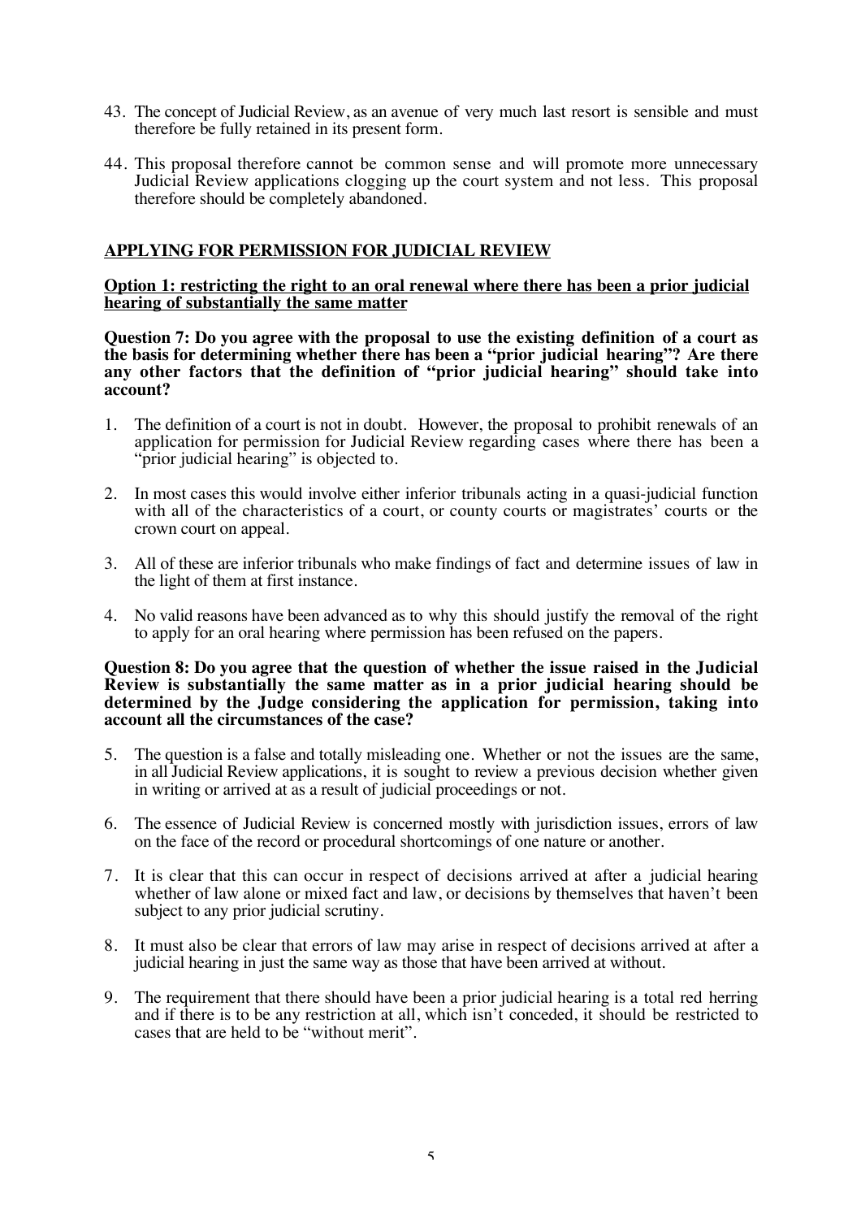43. The concept of Judicial Review, as an avenue of very much last resort is sensible and must therefore be fully retained in its present form.

44. This proposal therefore cannot be common sense and will promote more unnecessary Judicial Review applications clogging up the court system and not less. This proposal therefore should be completely abandoned.

## APPLYING FOR PERMISSION FOR JUDICIAL REVIEW

### Option 1: restricting the right to an oral renewal where there has been a prior judicial hearing of substantially the same matter

**Question 7: Do you agree with the proposal to use the existing definition of a court as the basis for determining whether there has been a "prior judicial hearing"? Are there any other factors that the definition of "prior judicial hearing" should take into account?**

1. The definition of a court is not in doubt. However, the proposal to prohibit renewals of an application for permission for Judicial Review regarding cases where there has been a "prior judicial hearing" is objected to.

2. In most cases this would involve either inferior tribunals acting in a quasi-judicial function with all of the characteristics of a court, or county courts or magistrates' courts or the crown court on appeal.

3. All of these are inferior tribunals who make findings of fact and determine issues of law in the light of them at first instance.

4. No valid reasons have been advanced as to why this should justify the removal of the right to apply for an oral hearing where permission has been refused on the papers.

**Question 8: Do you agree that the question of whether the issue raised in the Judicial Review is substantially the same matter as in a prior judicial hearing should be determined by the Judge considering the application for permission, taking into account all the circumstances of the case?**

5. The question is a false and totally misleading one. Whether or not the issues are the same, in all Judicial Review applications, it is sought to review a previous decision whether given in writing or arrived at as a result of judicial proceedings or not.

6. The essence of Judicial Review is concerned mostly with jurisdiction issues, errors of law on the face of the record or procedural shortcomings of one nature or another.

7. It is clear that this can occur in respect of decisions arrived at after a judicial hearing whether of law alone or mixed fact and law, or decisions by themselves that haven't been subject to any prior judicial scrutiny.

8. It must also be clear that errors of law may arise in respect of decisions arrived at after a judicial hearing in just the same way as those that have been arrived at without.

9. The requirement that there should have been a prior judicial hearing is a total red herring and if there is to be any restriction at all, which isn't conceded, it should be restricted to cases that are held to be "without merit".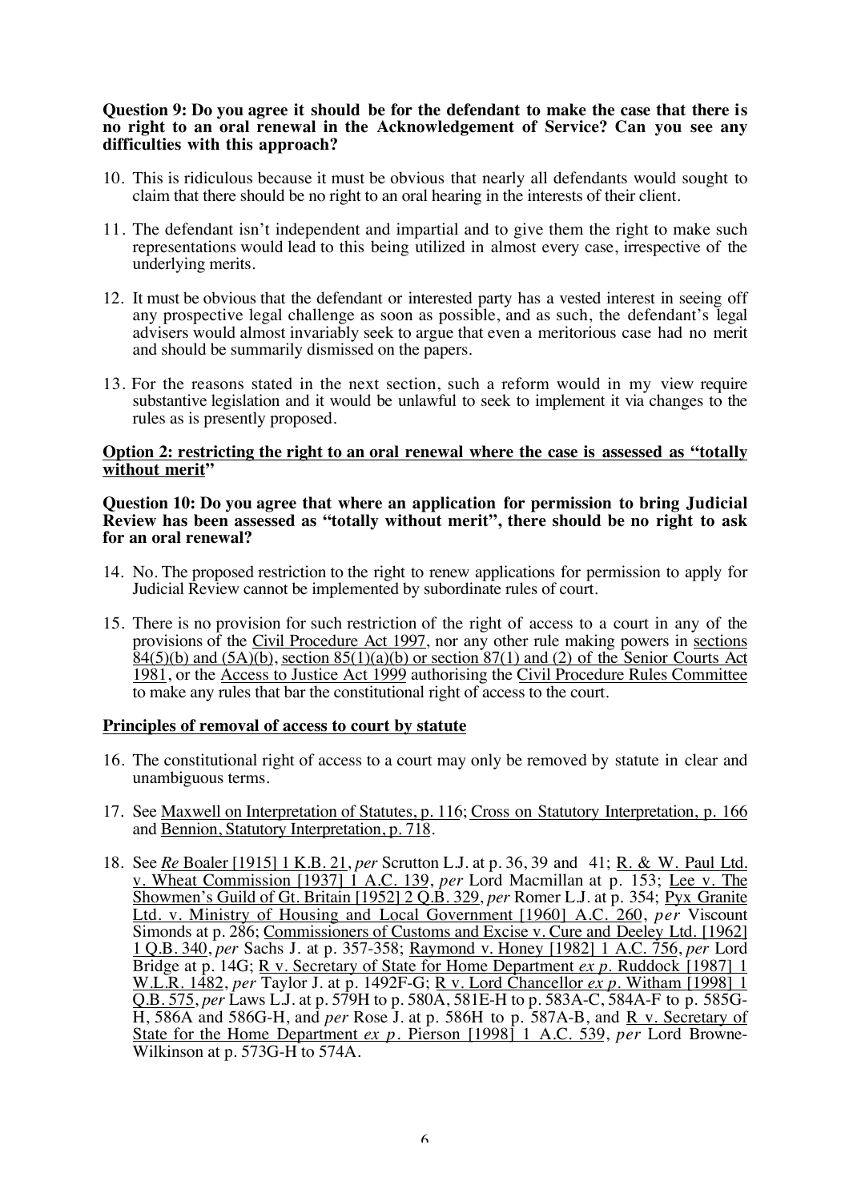**Question 9: Do you agree it should be for the defendant to make the case that there is no right to an oral renewal in the Acknowledgement of Service? Can you see any difficulties with this approach?**

10. This is ridiculous because it must be obvious that nearly all defendants would sought to claim that there should be no right to an oral hearing in the interests of their client.

11. The defendant isn't independent and impartial and to give them the right to make such representations would lead to this being utilized in almost every case, irrespective of the underlying merits.

12. It must be obvious that the defendant or interested party has a vested interest in seeing off any prospective legal challenge as soon as possible, and as such, the defendant's legal advisers would almost invariably seek to argue that even a meritorious case had no merit and should be summarily dismissed on the papers.

13. For the reasons stated in the next section, such a reform would in my view require substantive legislation and it would be unlawful to seek to implement it via changes to the rules as is presently proposed.

**Option 2: restricting the right to an oral renewal where the case is assessed as "totally without merit"**

**Question 10: Do you agree that where an application for permission to bring Judicial Review has been assessed as "totally without merit", there should be no right to ask for an oral renewal?**

14. No. The proposed restriction to the right to renew applications for permission to apply for Judicial Review cannot be implemented by subordinate rules of court.

15. There is no provision for such restriction of the right of access to a court in any of the provisions of the Civil Procedure Act 1997, nor any other rule making powers in sections 84(5)(b) and (5A)(b), section 85(1)(a)(b) or section 87(1) and (2) of the Senior Courts Act 1981, or the Access to Justice Act 1999 authorising the Civil Procedure Rules Committee to make any rules that bar the constitutional right of access to the court.

**Principles of removal of access to court by statute**

16. The constitutional right of access to a court may only be removed by statute in clear and unambiguous terms.

17. See Maxwell on Interpretation of Statutes, p. 116; Cross on Statutory Interpretation, p. 166 and Bennion, Statutory Interpretation, p. 718.

18. See *Re* Boaler [1915] 1 K.B. 21, *per* Scrutton L.J. at p. 36, 39 and 41; R. & W. Paul Ltd. v. Wheat Commission [1937] 1 A.C. 139, *per* Lord Macmillan at p. 153; Lee v. The Showmen's Guild of Gt. Britain [1952] 2 Q.B. 329, *per* Romer L.J. at p. 354; Pyx Granite Ltd. v. Ministry of Housing and Local Government [1960] A.C. 260, *per* Viscount Simonds at p. 286; Commissioners of Customs and Excise v. Cure and Deeley Ltd. [1962] 1 Q.B. 340, *per* Sachs J. at p. 357-358; Raymond v. Honey [1982] 1 A.C. 756, *per* Lord Bridge at p. 14G; R v. Secretary of State for Home Department *ex p*. Ruddock [1987] 1 W.L.R. 1482, *per* Taylor J. at p. 1492F-G; R v. Lord Chancellor *ex p*. Witham [1998] 1 Q.B. 575, *per* Laws L.J. at p. 579H to p. 580A, 581E-H to p. 583A-C, 584A-F to p. 585G-H, 586A and 586G-H, and *per* Rose J. at p. 586H to p. 587A-B, and R v. Secretary of State for the Home Department *ex p*. Pierson [1998] 1 A.C. 539, *per* Lord Browne-Wilkinson at p. 573G-H to 574A.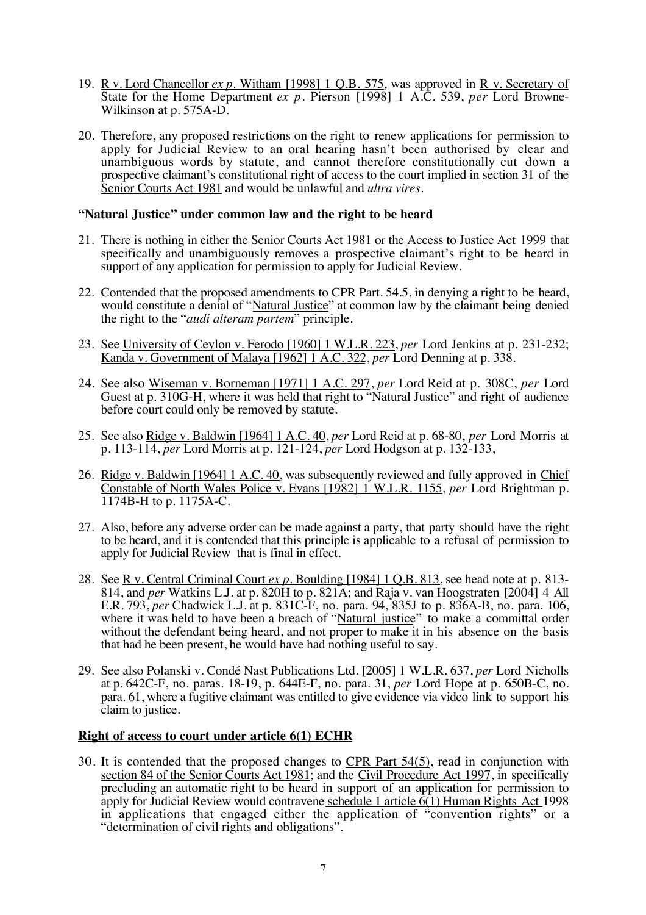19. R v. Lord Chancellor *ex p.* Witham [1998] 1 Q.B. 575, was approved in R v. Secretary of State for the Home Department *ex p.* Pierson [1998] 1 A.C. 539, *per* Lord Browne-Wilkinson at p. 575A-D.

20. Therefore, any proposed restrictions on the right to renew applications for permission to apply for Judicial Review to an oral hearing hasn't been authorised by clear and unambiguous words by statute, and cannot therefore constitutionally cut down a prospective claimant's constitutional right of access to the court implied in section 31 of the Senior Courts Act 1981 and would be unlawful and *ultra vires*.

### "Natural Justice" under common law and the right to be heard

21. There is nothing in either the Senior Courts Act 1981 or the Access to Justice Act 1999 that specifically and unambiguously removes a prospective claimant's right to be heard in support of any application for permission to apply for Judicial Review.

22. Contended that the proposed amendments to CPR Part. 54.5, in denying a right to be heard, would constitute a denial of "Natural Justice" at common law by the claimant being denied the right to the "*audi alteram partem*" principle.

23. See University of Ceylon v. Ferodo [1960] 1 W.L.R. 223, *per* Lord Jenkins at p. 231-232; Kanda v. Government of Malaya [1962] 1 A.C. 322, *per* Lord Denning at p. 338.

24. See also Wiseman v. Borneman [1971] 1 A.C. 297, *per* Lord Reid at p. 308C, *per* Lord Guest at p. 310G-H, where it was held that right to "Natural Justice" and right of audience before court could only be removed by statute.

25. See also Ridge v. Baldwin [1964] 1 A.C. 40, *per* Lord Reid at p. 68-80, *per* Lord Morris at p. 113-114, *per* Lord Morris at p. 121-124, *per* Lord Hodgson at p. 132-133,

26. Ridge v. Baldwin [1964] 1 A.C. 40, was subsequently reviewed and fully approved in Chief Constable of North Wales Police v. Evans [1982] 1 W.L.R. 1155, *per* Lord Brightman p. 1174B-H to p. 1175A-C.

27. Also, before any adverse order can be made against a party, that party should have the right to be heard, and it is contended that this principle is applicable to a refusal of permission to apply for Judicial Review that is final in effect.

28. See R v. Central Criminal Court *ex p.* Boulding [1984] 1 Q.B. 813, see head note at p. 813-814, and *per* Watkins L.J. at p. 820H to p. 821A; and Raja v. van Hoogstraten [2004] 4 All E.R. 793, *per* Chadwick L.J. at p. 831C-F, no. para. 94, 835J to p. 836A-B, no. para. 106, where it was held to have been a breach of "Natural justice" to make a committal order without the defendant being heard, and not proper to make it in his absence on the basis that had he been present, he would have had nothing useful to say.

29. See also Polanski v. Condé Nast Publications Ltd. [2005] 1 W.L.R. 637, *per* Lord Nicholls at p. 642C-F, no. paras. 18-19, p. 644E-F, no. para. 31, *per* Lord Hope at p. 650B-C, no. para. 61, where a fugitive claimant was entitled to give evidence via video link to support his claim to justice.

### Right of access to court under article 6(1) ECHR

30. It is contended that the proposed changes to CPR Part 54(5), read in conjunction with section 84 of the Senior Courts Act 1981; and the Civil Procedure Act 1997, in specifically precluding an automatic right to be heard in support of an application for permission to apply for Judicial Review would contravene schedule 1 article 6(1) Human Rights Act 1998 in applications that engaged either the application of "convention rights" or a "determination of civil rights and obligations".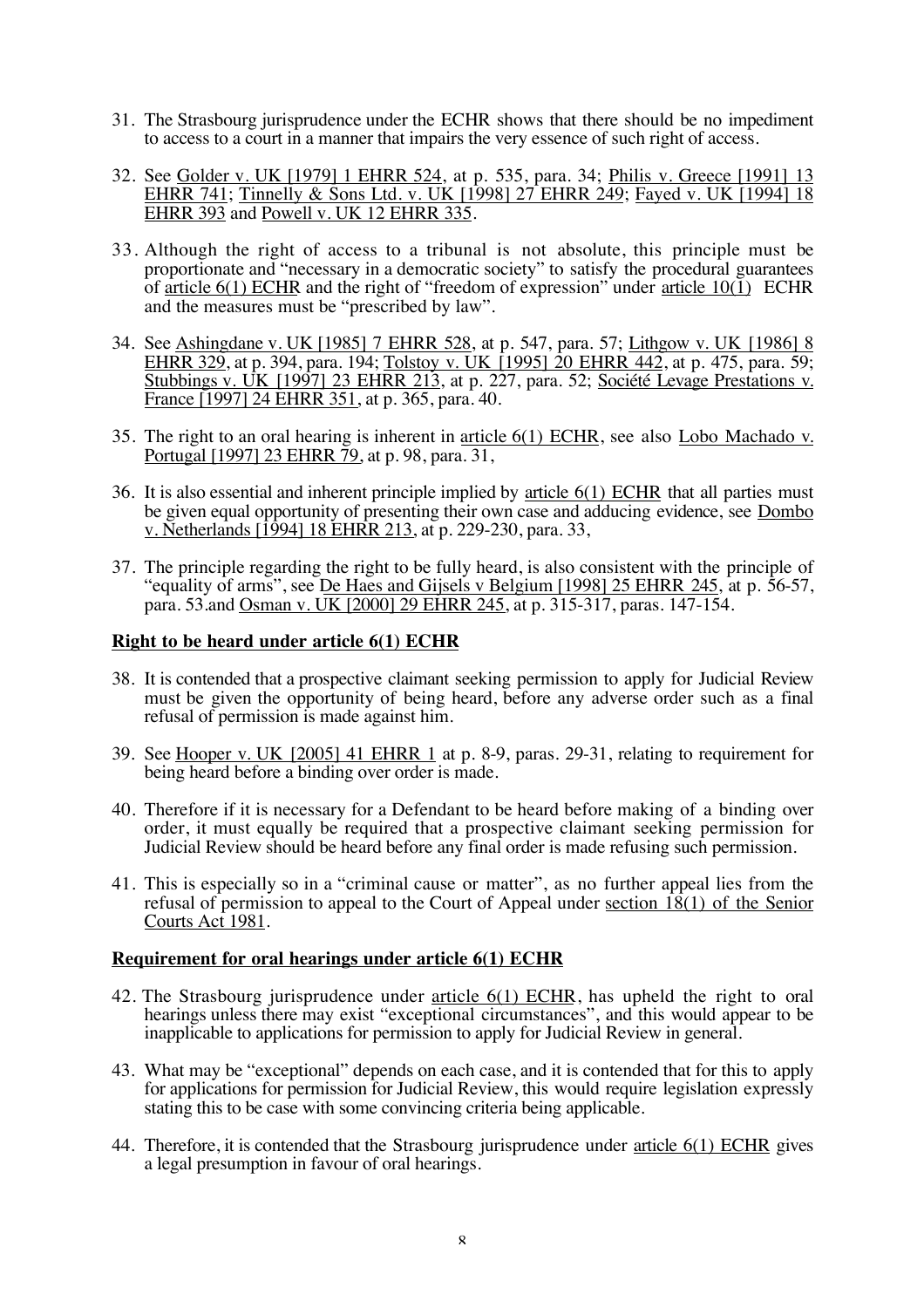31. The Strasbourg jurisprudence under the ECHR shows that there should be no impediment to access to a court in a manner that impairs the very essence of such right of access.

32. See Golder v. UK [1979] 1 EHRR 524, at p. 535, para. 34; Philis v. Greece [1991] 13 EHRR 741; Tinnelly & Sons Ltd. v. UK [1998] 27 EHRR 249; Fayed v. UK [1994] 18 EHRR 393 and Powell v. UK 12 EHRR 335.

33. Although the right of access to a tribunal is not absolute, this principle must be proportionate and "necessary in a democratic society" to satisfy the procedural guarantees of article 6(1) ECHR and the right of "freedom of expression" under article 10(1) ECHR and the measures must be "prescribed by law".

34. See Ashingdane v. UK [1985] 7 EHRR 528, at p. 547, para. 57; Lithgow v. UK [1986] 8 EHRR 329, at p. 394, para. 194; Tolstoy v. UK [1995] 20 EHRR 442, at p. 475, para. 59; Stubbings v. UK [1997] 23 EHRR 213, at p. 227, para. 52; Société Levage Prestations v. France [1997] 24 EHRR 351, at p. 365, para. 40.

35. The right to an oral hearing is inherent in article 6(1) ECHR, see also Lobo Machado v. Portugal [1997] 23 EHRR 79, at p. 98, para. 31,

36. It is also essential and inherent principle implied by article 6(1) ECHR that all parties must be given equal opportunity of presenting their own case and adducing evidence, see Dombo v. Netherlands [1994] 18 EHRR 213, at p. 229-230, para. 33,

37. The principle regarding the right to be fully heard, is also consistent with the principle of "equality of arms", see De Haes and Gijsels v Belgium [1998] 25 EHRR 245, at p. 56-57, para. 53.and Osman v. UK [2000] 29 EHRR 245, at p. 315-317, paras. 147-154.

**Right to be heard under article 6(1) ECHR**

38. It is contended that a prospective claimant seeking permission to apply for Judicial Review must be given the opportunity of being heard, before any adverse order such as a final refusal of permission is made against him.

39. See Hooper v. UK [2005] 41 EHRR 1 at p. 8-9, paras. 29-31, relating to requirement for being heard before a binding over order is made.

40. Therefore if it is necessary for a Defendant to be heard before making of a binding over order, it must equally be required that a prospective claimant seeking permission for Judicial Review should be heard before any final order is made refusing such permission.

41. This is especially so in a "criminal cause or matter", as no further appeal lies from the refusal of permission to appeal to the Court of Appeal under section 18(1) of the Senior Courts Act 1981.

**Requirement for oral hearings under article 6(1) ECHR**

42. The Strasbourg jurisprudence under article 6(1) ECHR, has upheld the right to oral hearings unless there may exist "exceptional circumstances", and this would appear to be inapplicable to applications for permission to apply for Judicial Review in general.

43. What may be "exceptional" depends on each case, and it is contended that for this to apply for applications for permission for Judicial Review, this would require legislation expressly stating this to be case with some convincing criteria being applicable.

44. Therefore, it is contended that the Strasbourg jurisprudence under article 6(1) ECHR gives a legal presumption in favour of oral hearings.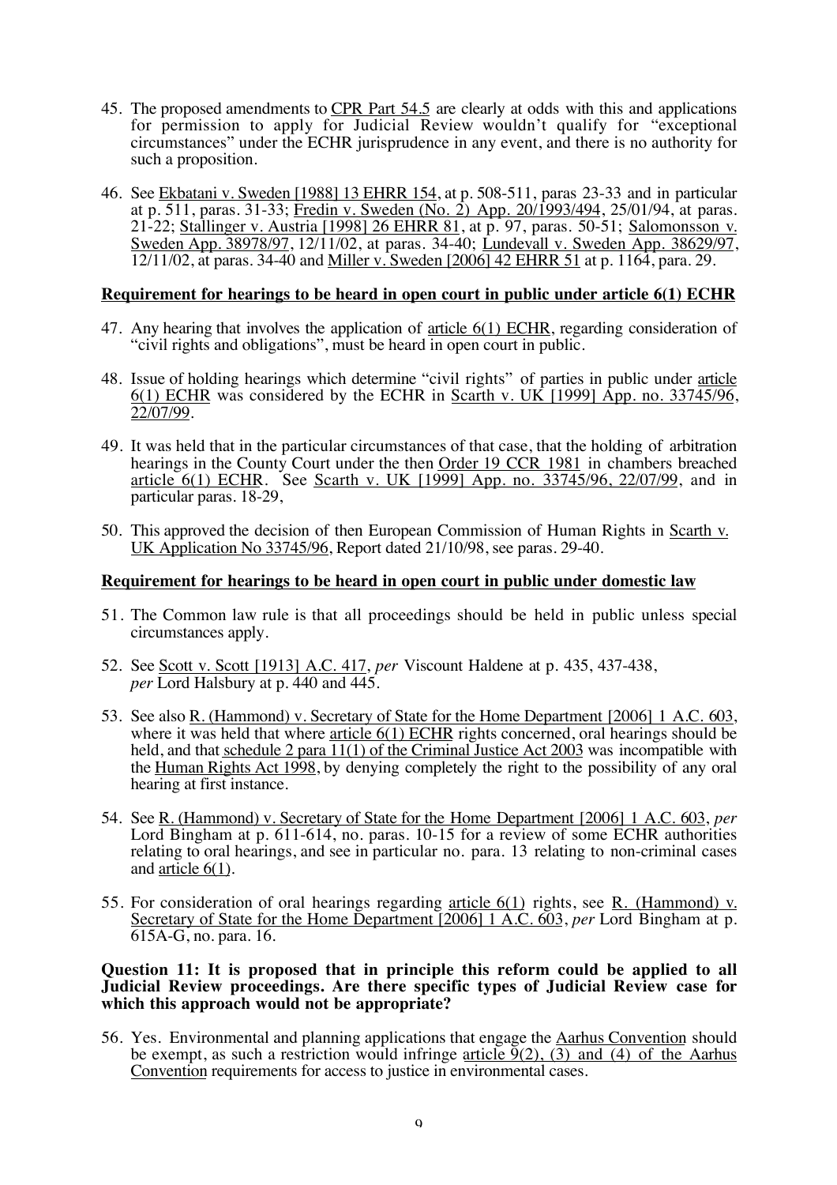45. The proposed amendments to CPR Part 54.5 are clearly at odds with this and applications for permission to apply for Judicial Review wouldn't qualify for "exceptional circumstances" under the ECHR jurisprudence in any event, and there is no authority for such a proposition.

46. See Ekbatani v. Sweden [1988] 13 EHRR 154, at p. 508-511, paras 23-33 and in particular at p. 511, paras. 31-33; Fredin v. Sweden (No. 2) App. 20/1993/494, 25/01/94, at paras. 21-22; Stallinger v. Austria [1998] 26 EHRR 81, at p. 97, paras. 50-51; Salomonsson v. Sweden App. 38978/97, 12/11/02, at paras. 34-40; Lundevall v. Sweden App. 38629/97, 12/11/02, at paras. 34-40 and Miller v. Sweden [2006] 42 EHRR 51 at p. 1164, para. 29.

**Requirement for hearings to be heard in open court in public under article 6(1) ECHR**

47. Any hearing that involves the application of article 6(1) ECHR, regarding consideration of "civil rights and obligations", must be heard in open court in public.

48. Issue of holding hearings which determine "civil rights" of parties in public under article 6(1) ECHR was considered by the ECHR in Scarth v. UK [1999] App. no. 33745/96, 22/07/99.

49. It was held that in the particular circumstances of that case, that the holding of arbitration hearings in the County Court under the then Order 19 CCR 1981 in chambers breached article 6(1) ECHR. See Scarth v. UK [1999] App. no. 33745/96, 22/07/99, and in particular paras. 18-29,

50. This approved the decision of then European Commission of Human Rights in Scarth v. UK Application No 33745/96, Report dated 21/10/98, see paras. 29-40.

**Requirement for hearings to be heard in open court in public under domestic law**

51. The Common law rule is that all proceedings should be held in public unless special circumstances apply.

52. See Scott v. Scott [1913] A.C. 417, *per* Viscount Haldene at p. 435, 437-438, *per* Lord Halsbury at p. 440 and 445.

53. See also R. (Hammond) v. Secretary of State for the Home Department [2006] 1 A.C. 603, where it was held that where article 6(1) ECHR rights concerned, oral hearings should be held, and that schedule 2 para 11(1) of the Criminal Justice Act 2003 was incompatible with the Human Rights Act 1998, by denying completely the right to the possibility of any oral hearing at first instance.

54. See R. (Hammond) v. Secretary of State for the Home Department [2006] 1 A.C. 603, *per* Lord Bingham at p. 611-614, no. paras. 10-15 for a review of some ECHR authorities relating to oral hearings, and see in particular no. para. 13 relating to non-criminal cases and article 6(1).

55. For consideration of oral hearings regarding article 6(1) rights, see R. (Hammond) v. Secretary of State for the Home Department [2006] 1 A.C. 603, *per* Lord Bingham at p. 615A-G, no. para. 16.

**Question 11: It is proposed that in principle this reform could be applied to all Judicial Review proceedings. Are there specific types of Judicial Review case for which this approach would not be appropriate?**

56. Yes. Environmental and planning applications that engage the Aarhus Convention should be exempt, as such a restriction would infringe article 9(2), (3) and (4) of the Aarhus Convention requirements for access to justice in environmental cases.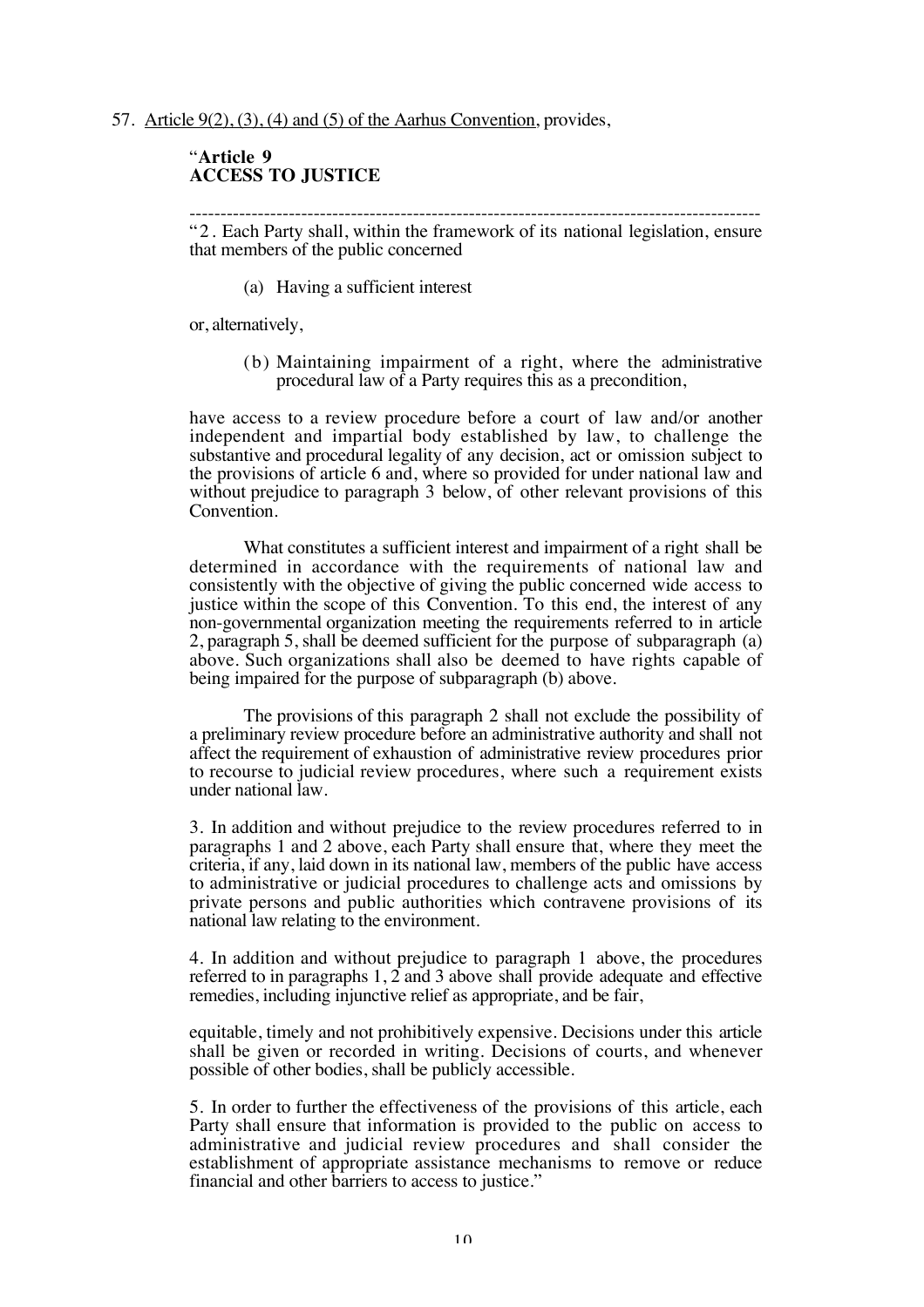57. Article 9(2), (3), (4) and (5) of the Aarhus Convention, provides,

> "**Article 9**
> **ACCESS TO JUSTICE**
>
> ---------------------------------------------------------------------------------------------
>
> "2. Each Party shall, within the framework of its national legislation, ensure that members of the public concerned
>
> (a) Having a sufficient interest
>
> or, alternatively,
>
> (b) Maintaining impairment of a right, where the administrative procedural law of a Party requires this as a precondition,
>
> have access to a review procedure before a court of law and/or another independent and impartial body established by law, to challenge the substantive and procedural legality of any decision, act or omission subject to the provisions of article 6 and, where so provided for under national law and without prejudice to paragraph 3 below, of other relevant provisions of this Convention.
>
> What constitutes a sufficient interest and impairment of a right shall be determined in accordance with the requirements of national law and consistently with the objective of giving the public concerned wide access to justice within the scope of this Convention. To this end, the interest of any non-governmental organization meeting the requirements referred to in article 2, paragraph 5, shall be deemed sufficient for the purpose of subparagraph (a) above. Such organizations shall also be deemed to have rights capable of being impaired for the purpose of subparagraph (b) above.
>
> The provisions of this paragraph 2 shall not exclude the possibility of a preliminary review procedure before an administrative authority and shall not affect the requirement of exhaustion of administrative review procedures prior to recourse to judicial review procedures, where such a requirement exists under national law.
>
> 3. In addition and without prejudice to the review procedures referred to in paragraphs 1 and 2 above, each Party shall ensure that, where they meet the criteria, if any, laid down in its national law, members of the public have access to administrative or judicial procedures to challenge acts and omissions by private persons and public authorities which contravene provisions of its national law relating to the environment.
>
> 4. In addition and without prejudice to paragraph 1 above, the procedures referred to in paragraphs 1, 2 and 3 above shall provide adequate and effective remedies, including injunctive relief as appropriate, and be fair,
>
> equitable, timely and not prohibitively expensive. Decisions under this article shall be given or recorded in writing. Decisions of courts, and whenever possible of other bodies, shall be publicly accessible.
>
> 5. In order to further the effectiveness of the provisions of this article, each Party shall ensure that information is provided to the public on access to administrative and judicial review procedures and shall consider the establishment of appropriate assistance mechanisms to remove or reduce financial and other barriers to access to justice."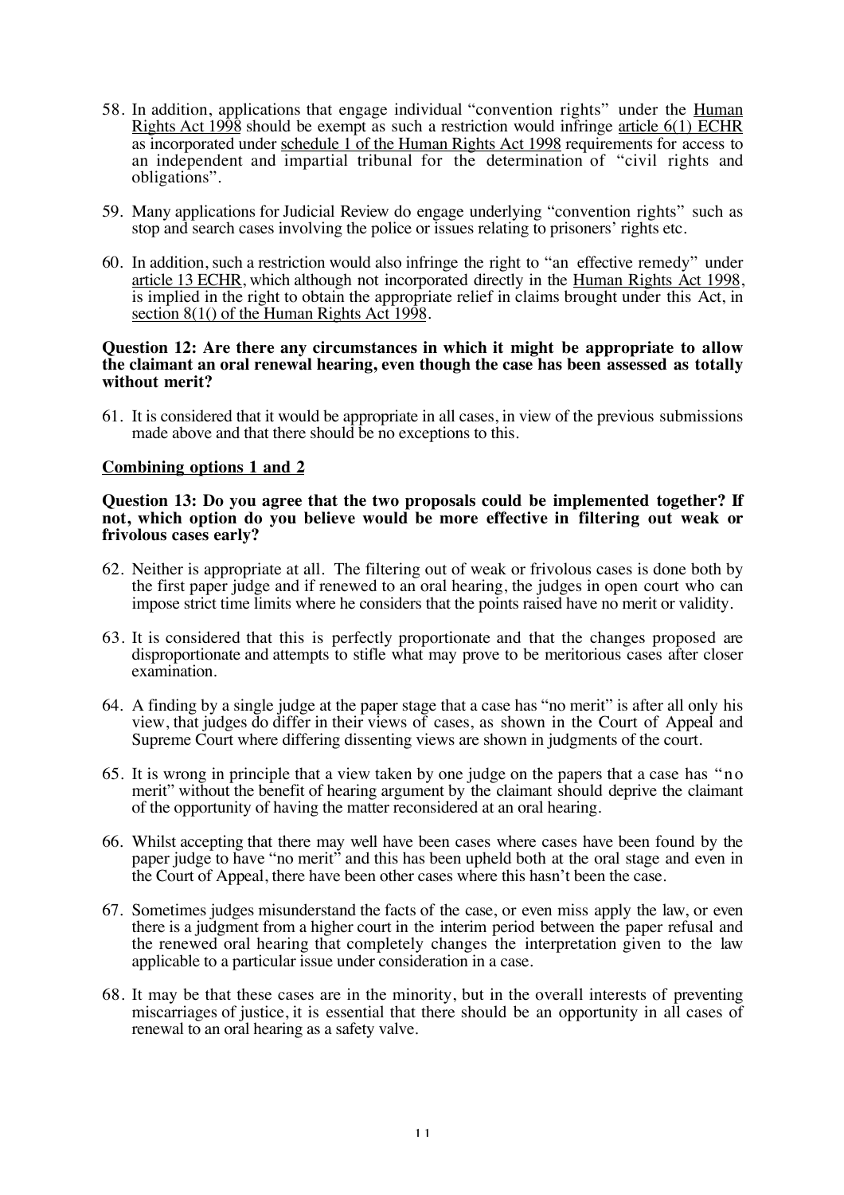58. In addition, applications that engage individual "convention rights" under the Human Rights Act 1998 should be exempt as such a restriction would infringe article 6(1) ECHR as incorporated under schedule 1 of the Human Rights Act 1998 requirements for access to an independent and impartial tribunal for the determination of "civil rights and obligations".

59. Many applications for Judicial Review do engage underlying "convention rights" such as stop and search cases involving the police or issues relating to prisoners' rights etc.

60. In addition, such a restriction would also infringe the right to "an effective remedy" under article 13 ECHR, which although not incorporated directly in the Human Rights Act 1998, is implied in the right to obtain the appropriate relief in claims brought under this Act, in section 8(1() of the Human Rights Act 1998.

**Question 12: Are there any circumstances in which it might be appropriate to allow the claimant an oral renewal hearing, even though the case has been assessed as totally without merit?**

61. It is considered that it would be appropriate in all cases, in view of the previous submissions made above and that there should be no exceptions to this.

**Combining options 1 and 2**

**Question 13: Do you agree that the two proposals could be implemented together? If not, which option do you believe would be more effective in filtering out weak or frivolous cases early?**

62. Neither is appropriate at all. The filtering out of weak or frivolous cases is done both by the first paper judge and if renewed to an oral hearing, the judges in open court who can impose strict time limits where he considers that the points raised have no merit or validity.

63. It is considered that this is perfectly proportionate and that the changes proposed are disproportionate and attempts to stifle what may prove to be meritorious cases after closer examination.

64. A finding by a single judge at the paper stage that a case has "no merit" is after all only his view, that judges do differ in their views of cases, as shown in the Court of Appeal and Supreme Court where differing dissenting views are shown in judgments of the court.

65. It is wrong in principle that a view taken by one judge on the papers that a case has "no merit" without the benefit of hearing argument by the claimant should deprive the claimant of the opportunity of having the matter reconsidered at an oral hearing.

66. Whilst accepting that there may well have been cases where cases have been found by the paper judge to have "no merit" and this has been upheld both at the oral stage and even in the Court of Appeal, there have been other cases where this hasn't been the case.

67. Sometimes judges misunderstand the facts of the case, or even miss apply the law, or even there is a judgment from a higher court in the interim period between the paper refusal and the renewed oral hearing that completely changes the interpretation given to the law applicable to a particular issue under consideration in a case.

68. It may be that these cases are in the minority, but in the overall interests of preventing miscarriages of justice, it is essential that there should be an opportunity in all cases of renewal to an oral hearing as a safety valve.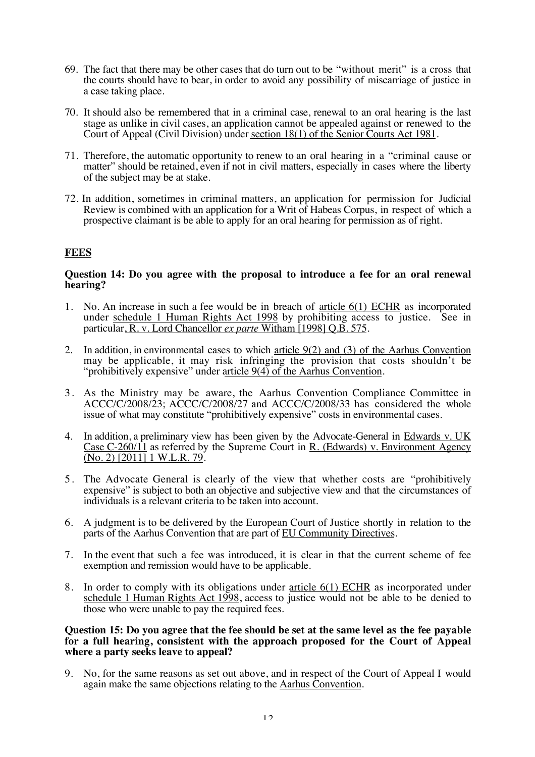69. The fact that there may be other cases that do turn out to be "without merit" is a cross that the courts should have to bear, in order to avoid any possibility of miscarriage of justice in a case taking place.

70. It should also be remembered that in a criminal case, renewal to an oral hearing is the last stage as unlike in civil cases, an application cannot be appealed against or renewed to the Court of Appeal (Civil Division) under section 18(1) of the Senior Courts Act 1981.

71. Therefore, the automatic opportunity to renew to an oral hearing in a "criminal cause or matter" should be retained, even if not in civil matters, especially in cases where the liberty of the subject may be at stake.

72. In addition, sometimes in criminal matters, an application for permission for Judicial Review is combined with an application for a Writ of Habeas Corpus, in respect of which a prospective claimant is be able to apply for an oral hearing for permission as of right.

## FEES

**Question 14: Do you agree with the proposal to introduce a fee for an oral renewal hearing?**

1. No. An increase in such a fee would be in breach of article 6(1) ECHR as incorporated under schedule 1 Human Rights Act 1998 by prohibiting access to justice. See in particular, R. v. Lord Chancellor *ex parte* Witham [1998] Q.B. 575.

2. In addition, in environmental cases to which article 9(2) and (3) of the Aarhus Convention may be applicable, it may risk infringing the provision that costs shouldn't be "prohibitively expensive" under article 9(4) of the Aarhus Convention.

3. As the Ministry may be aware, the Aarhus Convention Compliance Committee in ACCC/C/2008/23; ACCC/C/2008/27 and ACCC/C/2008/33 has considered the whole issue of what may constitute "prohibitively expensive" costs in environmental cases.

4. In addition, a preliminary view has been given by the Advocate-General in Edwards v. UK Case C-260/11 as referred by the Supreme Court in R. (Edwards) v. Environment Agency (No. 2) [2011] 1 W.L.R. 79.

5. The Advocate General is clearly of the view that whether costs are "prohibitively expensive" is subject to both an objective and subjective view and that the circumstances of individuals is a relevant criteria to be taken into account.

6. A judgment is to be delivered by the European Court of Justice shortly in relation to the parts of the Aarhus Convention that are part of EU Community Directives.

7. In the event that such a fee was introduced, it is clear in that the current scheme of fee exemption and remission would have to be applicable.

8. In order to comply with its obligations under article 6(1) ECHR as incorporated under schedule 1 Human Rights Act 1998, access to justice would not be able to be denied to those who were unable to pay the required fees.

**Question 15: Do you agree that the fee should be set at the same level as the fee payable for a full hearing, consistent with the approach proposed for the Court of Appeal where a party seeks leave to appeal?**

9. No, for the same reasons as set out above, and in respect of the Court of Appeal I would again make the same objections relating to the Aarhus Convention.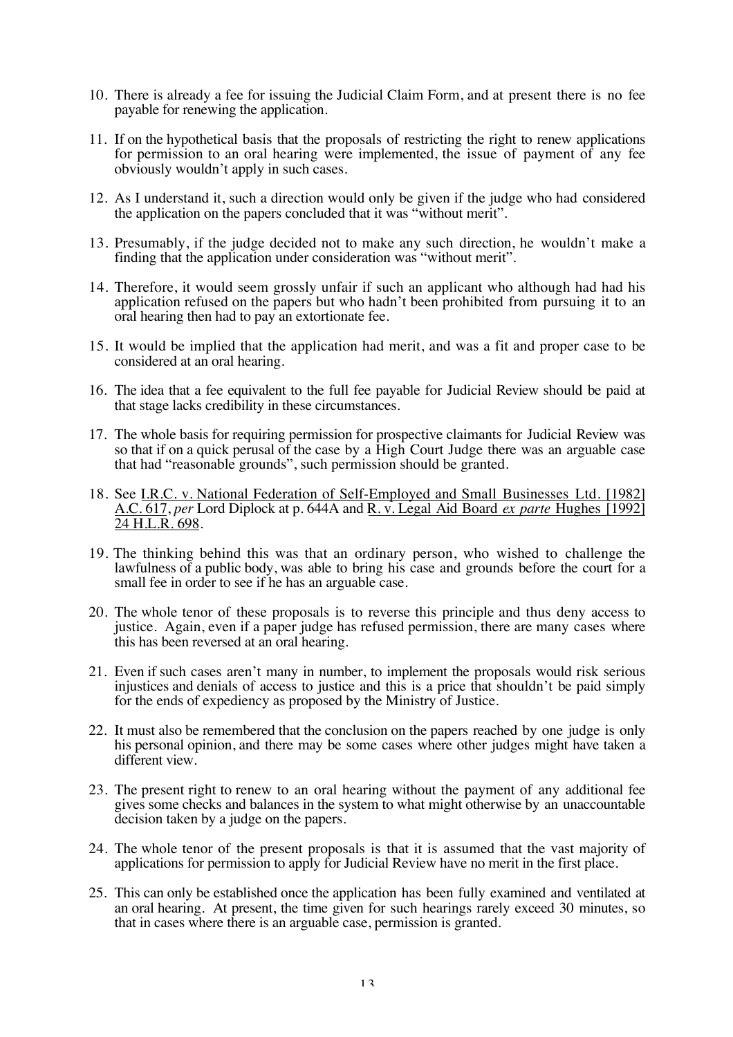10. There is already a fee for issuing the Judicial Claim Form, and at present there is no fee payable for renewing the application.

11. If on the hypothetical basis that the proposals of restricting the right to renew applications for permission to an oral hearing were implemented, the issue of payment of any fee obviously wouldn't apply in such cases.

12. As I understand it, such a direction would only be given if the judge who had considered the application on the papers concluded that it was "without merit".

13. Presumably, if the judge decided not to make any such direction, he wouldn't make a finding that the application under consideration was "without merit".

14. Therefore, it would seem grossly unfair if such an applicant who although had had his application refused on the papers but who hadn't been prohibited from pursuing it to an oral hearing then had to pay an extortionate fee.

15. It would be implied that the application had merit, and was a fit and proper case to be considered at an oral hearing.

16. The idea that a fee equivalent to the full fee payable for Judicial Review should be paid at that stage lacks credibility in these circumstances.

17. The whole basis for requiring permission for prospective claimants for Judicial Review was so that if on a quick perusal of the case by a High Court Judge there was an arguable case that had "reasonable grounds", such permission should be granted.

18. See I.R.C. v. National Federation of Self-Employed and Small Businesses Ltd. [1982] A.C. 617, *per* Lord Diplock at p. 644A and R. v. Legal Aid Board *ex parte* Hughes [1992] 24 H.L.R. 698.

19. The thinking behind this was that an ordinary person, who wished to challenge the lawfulness of a public body, was able to bring his case and grounds before the court for a small fee in order to see if he has an arguable case.

20. The whole tenor of these proposals is to reverse this principle and thus deny access to justice. Again, even if a paper judge has refused permission, there are many cases where this has been reversed at an oral hearing.

21. Even if such cases aren't many in number, to implement the proposals would risk serious injustices and denials of access to justice and this is a price that shouldn't be paid simply for the ends of expediency as proposed by the Ministry of Justice.

22. It must also be remembered that the conclusion on the papers reached by one judge is only his personal opinion, and there may be some cases where other judges might have taken a different view.

23. The present right to renew to an oral hearing without the payment of any additional fee gives some checks and balances in the system to what might otherwise by an unaccountable decision taken by a judge on the papers.

24. The whole tenor of the present proposals is that it is assumed that the vast majority of applications for permission to apply for Judicial Review have no merit in the first place.

25. This can only be established once the application has been fully examined and ventilated at an oral hearing. At present, the time given for such hearings rarely exceed 30 minutes, so that in cases where there is an arguable case, permission is granted.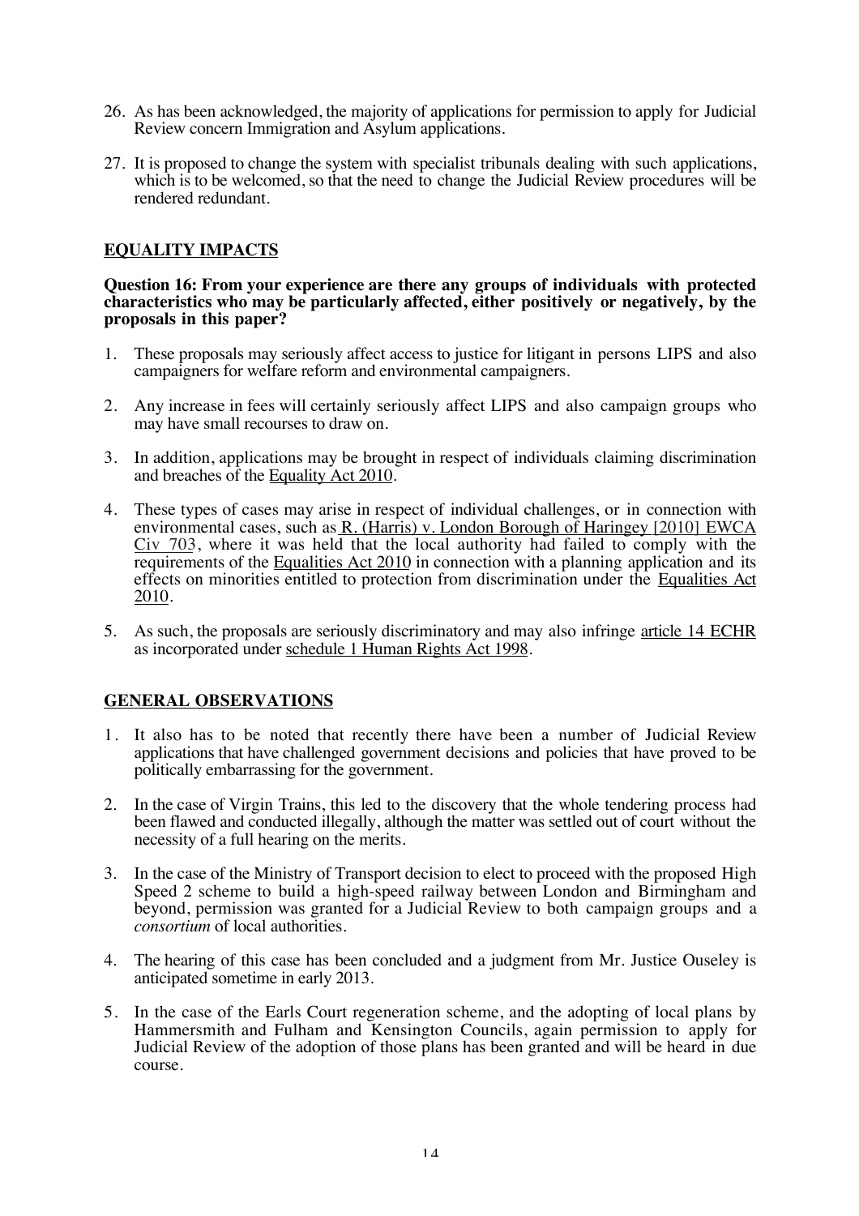26. As has been acknowledged, the majority of applications for permission to apply for Judicial Review concern Immigration and Asylum applications.

27. It is proposed to change the system with specialist tribunals dealing with such applications, which is to be welcomed, so that the need to change the Judicial Review procedures will be rendered redundant.

## EQUALITY IMPACTS

**Question 16: From your experience are there any groups of individuals with protected characteristics who may be particularly affected, either positively or negatively, by the proposals in this paper?**

1. These proposals may seriously affect access to justice for litigant in persons LIPS and also campaigners for welfare reform and environmental campaigners.

2. Any increase in fees will certainly seriously affect LIPS and also campaign groups who may have small recourses to draw on.

3. In addition, applications may be brought in respect of individuals claiming discrimination and breaches of the Equality Act 2010.

4. These types of cases may arise in respect of individual challenges, or in connection with environmental cases, such as R. (Harris) v. London Borough of Haringey [2010] EWCA Civ 703, where it was held that the local authority had failed to comply with the requirements of the Equalities Act 2010 in connection with a planning application and its effects on minorities entitled to protection from discrimination under the Equalities Act 2010.

5. As such, the proposals are seriously discriminatory and may also infringe article 14 ECHR as incorporated under schedule 1 Human Rights Act 1998.

## GENERAL OBSERVATIONS

1. It also has to be noted that recently there have been a number of Judicial Review applications that have challenged government decisions and policies that have proved to be politically embarrassing for the government.

2. In the case of Virgin Trains, this led to the discovery that the whole tendering process had been flawed and conducted illegally, although the matter was settled out of court without the necessity of a full hearing on the merits.

3. In the case of the Ministry of Transport decision to elect to proceed with the proposed High Speed 2 scheme to build a high-speed railway between London and Birmingham and beyond, permission was granted for a Judicial Review to both campaign groups and a *consortium* of local authorities.

4. The hearing of this case has been concluded and a judgment from Mr. Justice Ouseley is anticipated sometime in early 2013.

5. In the case of the Earls Court regeneration scheme, and the adopting of local plans by Hammersmith and Fulham and Kensington Councils, again permission to apply for Judicial Review of the adoption of those plans has been granted and will be heard in due course.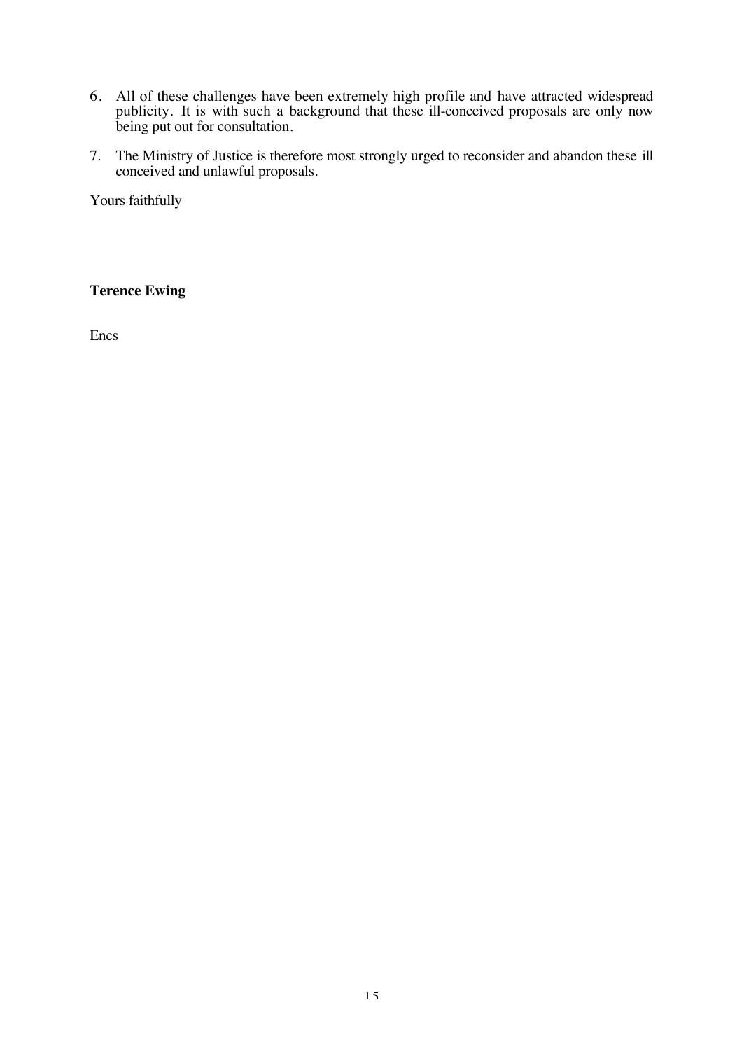6. All of these challenges have been extremely high profile and have attracted widespread publicity. It is with such a background that these ill-conceived proposals are only now being put out for consultation.

7. The Ministry of Justice is therefore most strongly urged to reconsider and abandon these ill conceived and unlawful proposals.

Yours faithfully

**Terence Ewing**

Encs